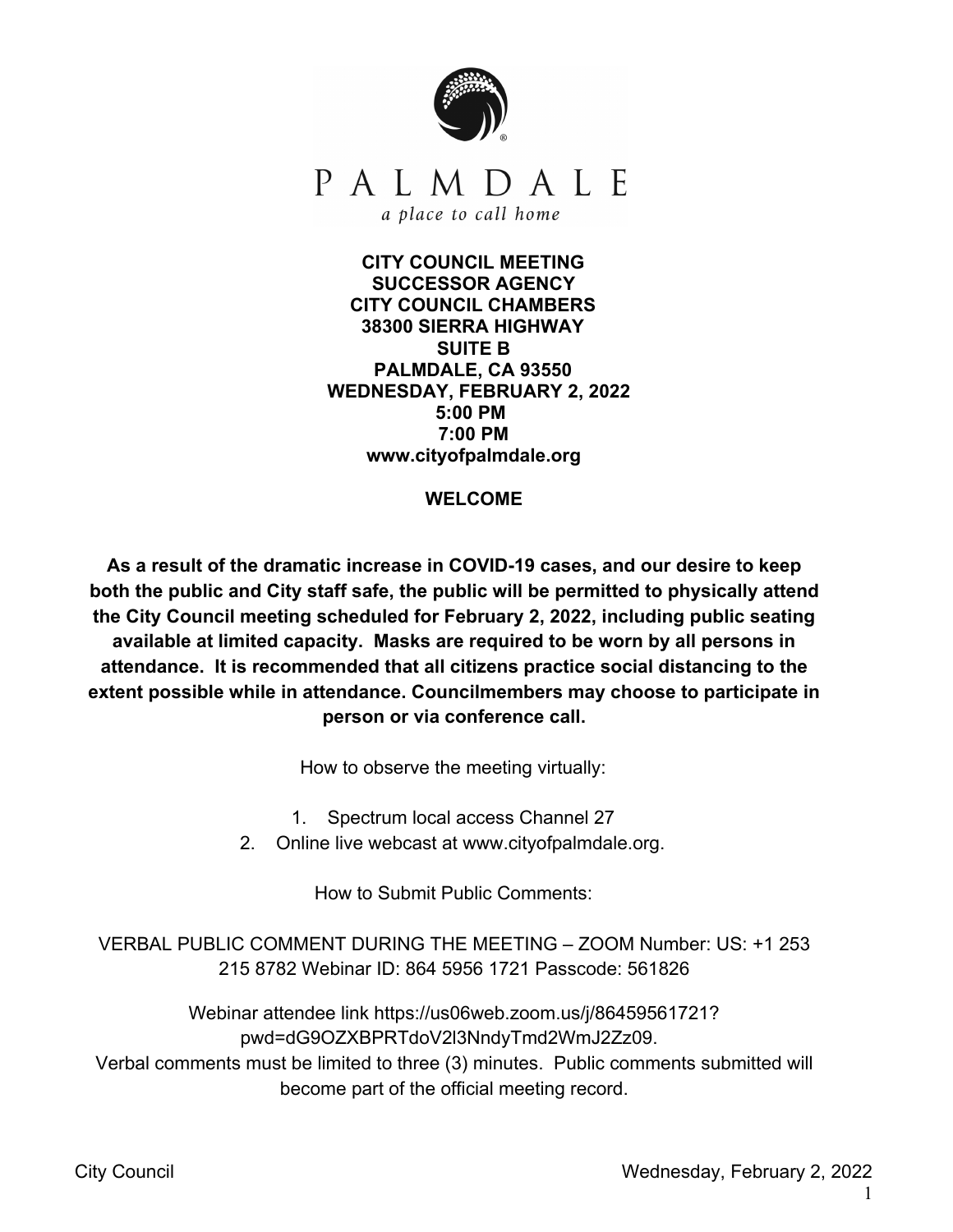PALMDALE

*a place to call home*

**CITY COUNCIL MEETING**
**SUCCESSOR AGENCY**
**CITY COUNCIL CHAMBERS**
**38300 SIERRA HIGHWAY**
**SUITE B**
**PALMDALE, CA 93550**
**WEDNESDAY, FEBRUARY 2, 2022**
**5:00 PM**
**7:00 PM**
**www.cityofpalmdale.org**

**WELCOME**

**As a result of the dramatic increase in COVID-19 cases, and our desire to keep both the public and City staff safe, the public will be permitted to physically attend the City Council meeting scheduled for February 2, 2022, including public seating available at limited capacity. Masks are required to be worn by all persons in attendance. It is recommended that all citizens practice social distancing to the extent possible while in attendance. Councilmembers may choose to participate in person or via conference call.**

How to observe the meeting virtually:

1. Spectrum local access Channel 27
2. Online live webcast at www.cityofpalmdale.org.

How to Submit Public Comments:

VERBAL PUBLIC COMMENT DURING THE MEETING – ZOOM Number: US: +1 253 215 8782 Webinar ID: 864 5956 1721 Passcode: 561826

Webinar attendee link https://us06web.zoom.us/j/86459561721?pwd=dG9OZXBPRTdoV2l3NndyTmd2WmJ2Zz09.
Verbal comments must be limited to three (3) minutes. Public comments submitted will become part of the official meeting record.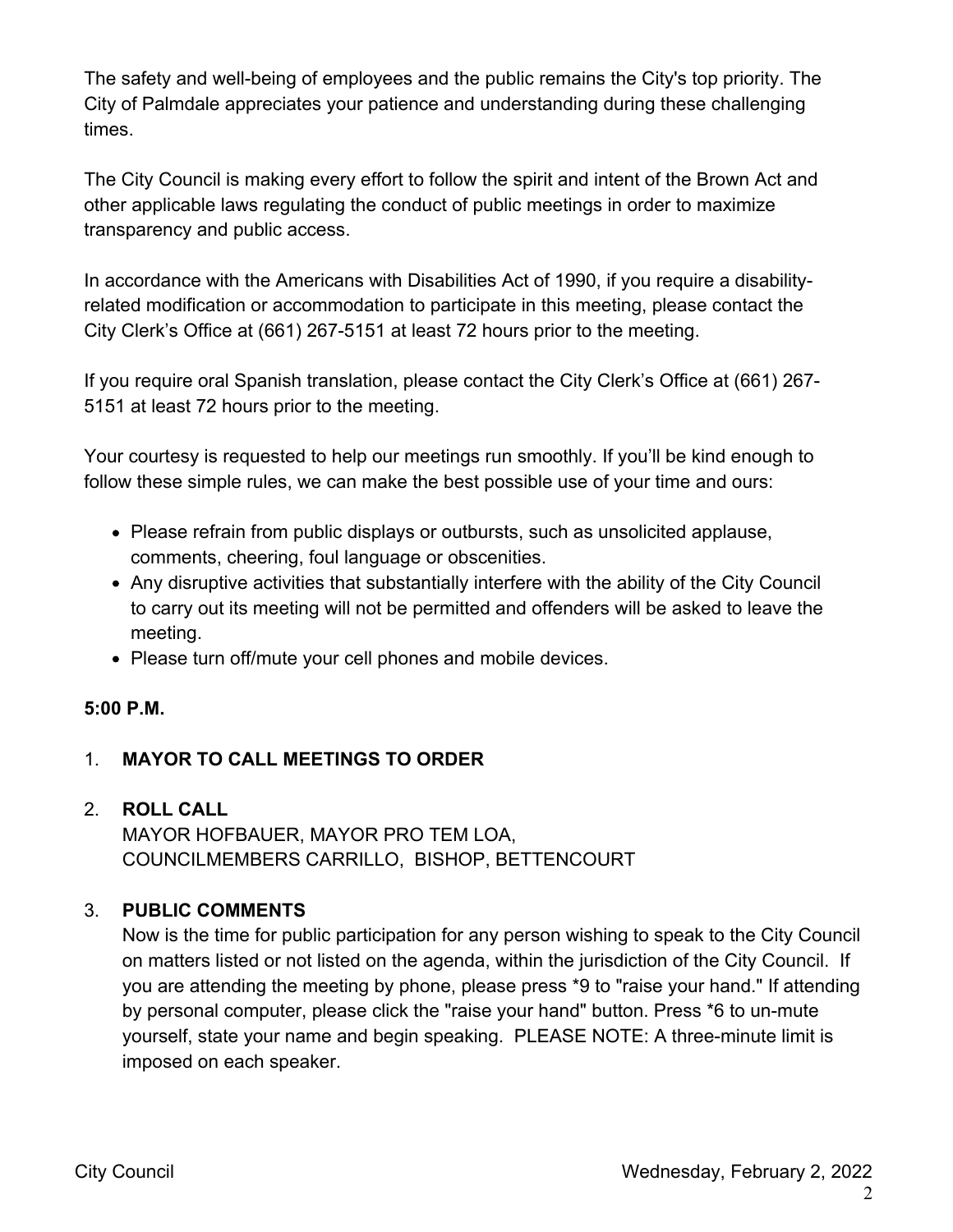The safety and well-being of employees and the public remains the City's top priority. The City of Palmdale appreciates your patience and understanding during these challenging times.

The City Council is making every effort to follow the spirit and intent of the Brown Act and other applicable laws regulating the conduct of public meetings in order to maximize transparency and public access.

In accordance with the Americans with Disabilities Act of 1990, if you require a disability-related modification or accommodation to participate in this meeting, please contact the City Clerk's Office at (661) 267-5151 at least 72 hours prior to the meeting.

If you require oral Spanish translation, please contact the City Clerk's Office at (661) 267-5151 at least 72 hours prior to the meeting.

Your courtesy is requested to help our meetings run smoothly. If you'll be kind enough to follow these simple rules, we can make the best possible use of your time and ours:

- Please refrain from public displays or outbursts, such as unsolicited applause, comments, cheering, foul language or obscenities.
- Any disruptive activities that substantially interfere with the ability of the City Council to carry out its meeting will not be permitted and offenders will be asked to leave the meeting.
- Please turn off/mute your cell phones and mobile devices.

**5:00 P.M.**

1. **MAYOR TO CALL MEETINGS TO ORDER**

2. **ROLL CALL**
   MAYOR HOFBAUER, MAYOR PRO TEM LOA,
   COUNCILMEMBERS CARRILLO, BISHOP, BETTENCOURT

3. **PUBLIC COMMENTS**
   Now is the time for public participation for any person wishing to speak to the City Council on matters listed or not listed on the agenda, within the jurisdiction of the City Council. If you are attending the meeting by phone, please press *9 to "raise your hand." If attending by personal computer, please click the "raise your hand" button. Press *6 to un-mute yourself, state your name and begin speaking. PLEASE NOTE: A three-minute limit is imposed on each speaker.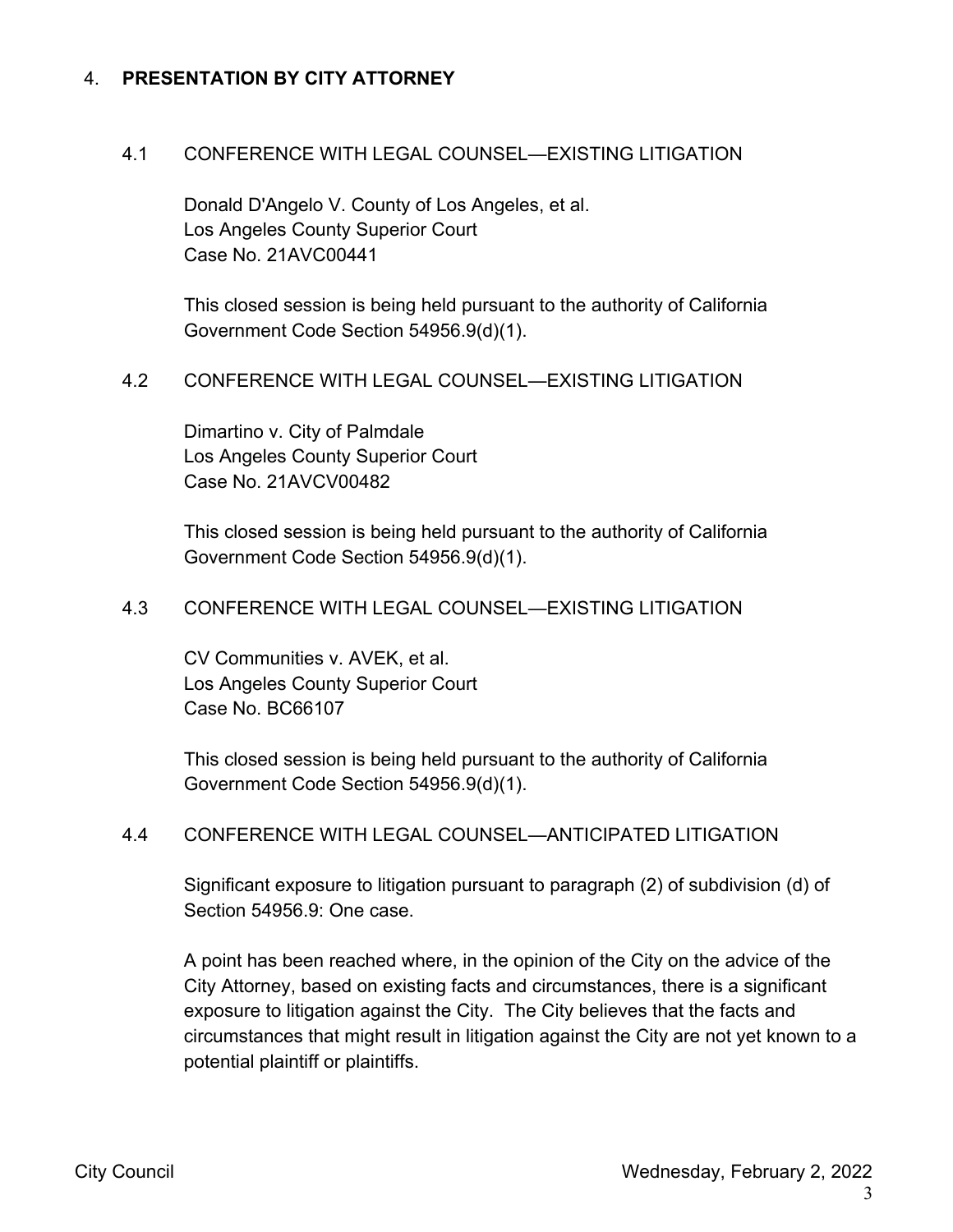## 4. **PRESENTATION BY CITY ATTORNEY**

### 4.1 CONFERENCE WITH LEGAL COUNSEL—EXISTING LITIGATION

Donald D'Angelo V. County of Los Angeles, et al.
Los Angeles County Superior Court
Case No. 21AVC00441

This closed session is being held pursuant to the authority of California Government Code Section 54956.9(d)(1).

### 4.2 CONFERENCE WITH LEGAL COUNSEL—EXISTING LITIGATION

Dimartino v. City of Palmdale
Los Angeles County Superior Court
Case No. 21AVCV00482

This closed session is being held pursuant to the authority of California Government Code Section 54956.9(d)(1).

### 4.3 CONFERENCE WITH LEGAL COUNSEL—EXISTING LITIGATION

CV Communities v. AVEK, et al.
Los Angeles County Superior Court
Case No. BC66107

This closed session is being held pursuant to the authority of California Government Code Section 54956.9(d)(1).

### 4.4 CONFERENCE WITH LEGAL COUNSEL—ANTICIPATED LITIGATION

Significant exposure to litigation pursuant to paragraph (2) of subdivision (d) of Section 54956.9: One case.

A point has been reached where, in the opinion of the City on the advice of the City Attorney, based on existing facts and circumstances, there is a significant exposure to litigation against the City. The City believes that the facts and circumstances that might result in litigation against the City are not yet known to a potential plaintiff or plaintiffs.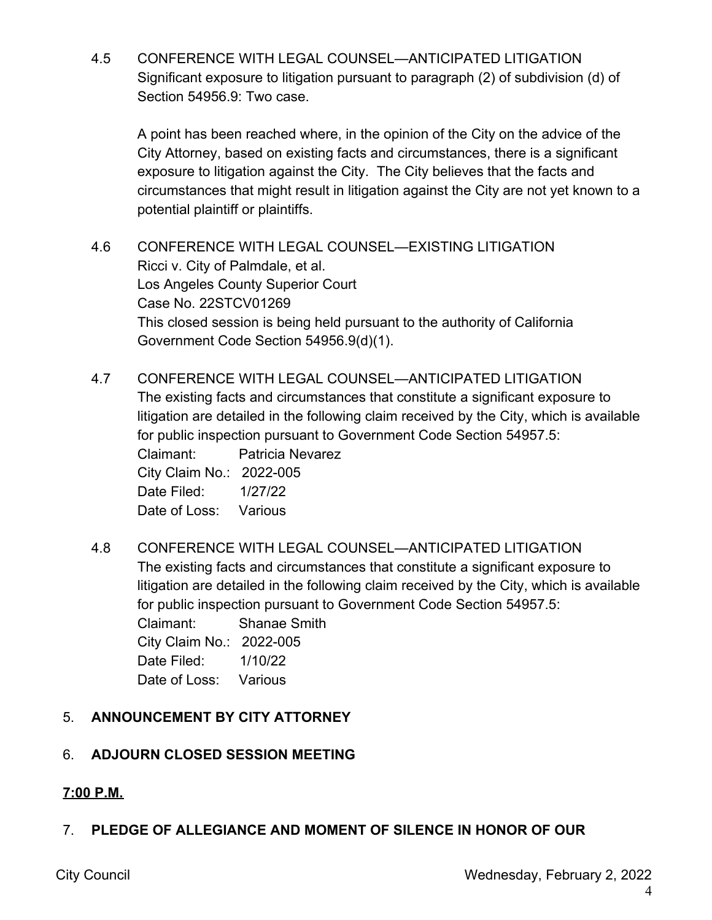4.5 CONFERENCE WITH LEGAL COUNSEL—ANTICIPATED LITIGATION
Significant exposure to litigation pursuant to paragraph (2) of subdivision (d) of Section 54956.9: Two case.

A point has been reached where, in the opinion of the City on the advice of the City Attorney, based on existing facts and circumstances, there is a significant exposure to litigation against the City. The City believes that the facts and circumstances that might result in litigation against the City are not yet known to a potential plaintiff or plaintiffs.

4.6 CONFERENCE WITH LEGAL COUNSEL—EXISTING LITIGATION
Ricci v. City of Palmdale, et al.
Los Angeles County Superior Court
Case No. 22STCV01269
This closed session is being held pursuant to the authority of California Government Code Section 54956.9(d)(1).

4.7 CONFERENCE WITH LEGAL COUNSEL—ANTICIPATED LITIGATION
The existing facts and circumstances that constitute a significant exposure to litigation are detailed in the following claim received by the City, which is available for public inspection pursuant to Government Code Section 54957.5:
Claimant: Patricia Nevarez
City Claim No.: 2022-005
Date Filed: 1/27/22
Date of Loss: Various

4.8 CONFERENCE WITH LEGAL COUNSEL—ANTICIPATED LITIGATION
The existing facts and circumstances that constitute a significant exposure to litigation are detailed in the following claim received by the City, which is available for public inspection pursuant to Government Code Section 54957.5:
Claimant: Shanae Smith
City Claim No.: 2022-005
Date Filed: 1/10/22
Date of Loss: Various

5. **ANNOUNCEMENT BY CITY ATTORNEY**

6. **ADJOURN CLOSED SESSION MEETING**

**7:00 P.M.**

7. **PLEDGE OF ALLEGIANCE AND MOMENT OF SILENCE IN HONOR OF OUR**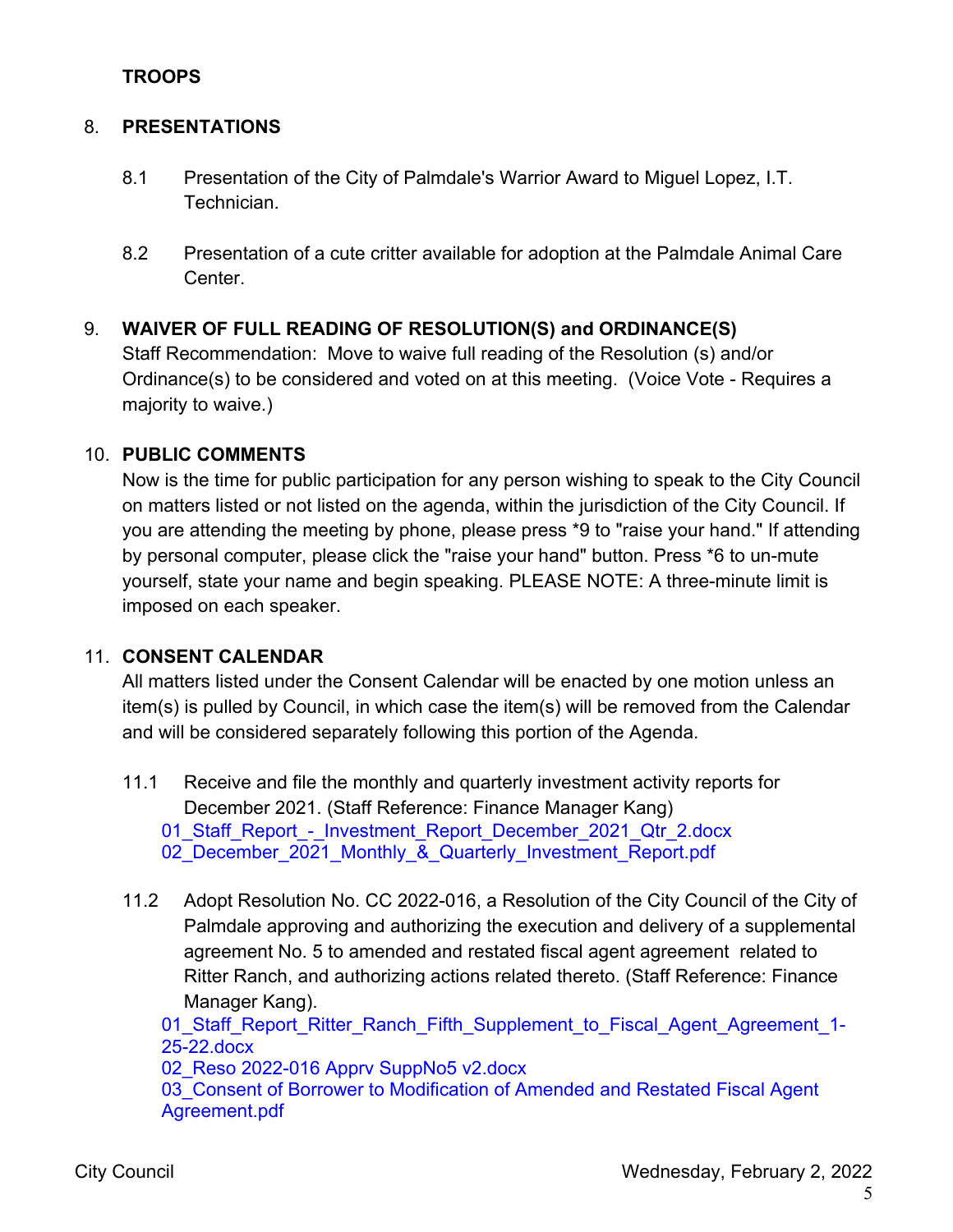**TROOPS**

## 8. PRESENTATIONS

8.1 Presentation of the City of Palmdale's Warrior Award to Miguel Lopez, I.T. Technician.

8.2 Presentation of a cute critter available for adoption at the Palmdale Animal Care Center.

## 9. WAIVER OF FULL READING OF RESOLUTION(S) and ORDINANCE(S)

Staff Recommendation: Move to waive full reading of the Resolution (s) and/or Ordinance(s) to be considered and voted on at this meeting. (Voice Vote - Requires a majority to waive.)

## 10. PUBLIC COMMENTS

Now is the time for public participation for any person wishing to speak to the City Council on matters listed or not listed on the agenda, within the jurisdiction of the City Council. If you are attending the meeting by phone, please press *9 to "raise your hand." If attending by personal computer, please click the "raise your hand" button. Press *6 to un-mute yourself, state your name and begin speaking. PLEASE NOTE: A three-minute limit is imposed on each speaker.

## 11. CONSENT CALENDAR

All matters listed under the Consent Calendar will be enacted by one motion unless an item(s) is pulled by Council, in which case the item(s) will be removed from the Calendar and will be considered separately following this portion of the Agenda.

11.1 Receive and file the monthly and quarterly investment activity reports for December 2021. (Staff Reference: Finance Manager Kang)

01_Staff_Report_-_Investment_Report_December_2021_Qtr_2.docx
02_December_2021_Monthly_&_Quarterly_Investment_Report.pdf

11.2 Adopt Resolution No. CC 2022-016, a Resolution of the City Council of the City of Palmdale approving and authorizing the execution and delivery of a supplemental agreement No. 5 to amended and restated fiscal agent agreement related to Ritter Ranch, and authorizing actions related thereto. (Staff Reference: Finance Manager Kang).

01_Staff_Report_Ritter_Ranch_Fifth_Supplement_to_Fiscal_Agent_Agreement_1-25-22.docx
02_Reso 2022-016 Apprv SuppNo5 v2.docx
03_Consent of Borrower to Modification of Amended and Restated Fiscal Agent Agreement.pdf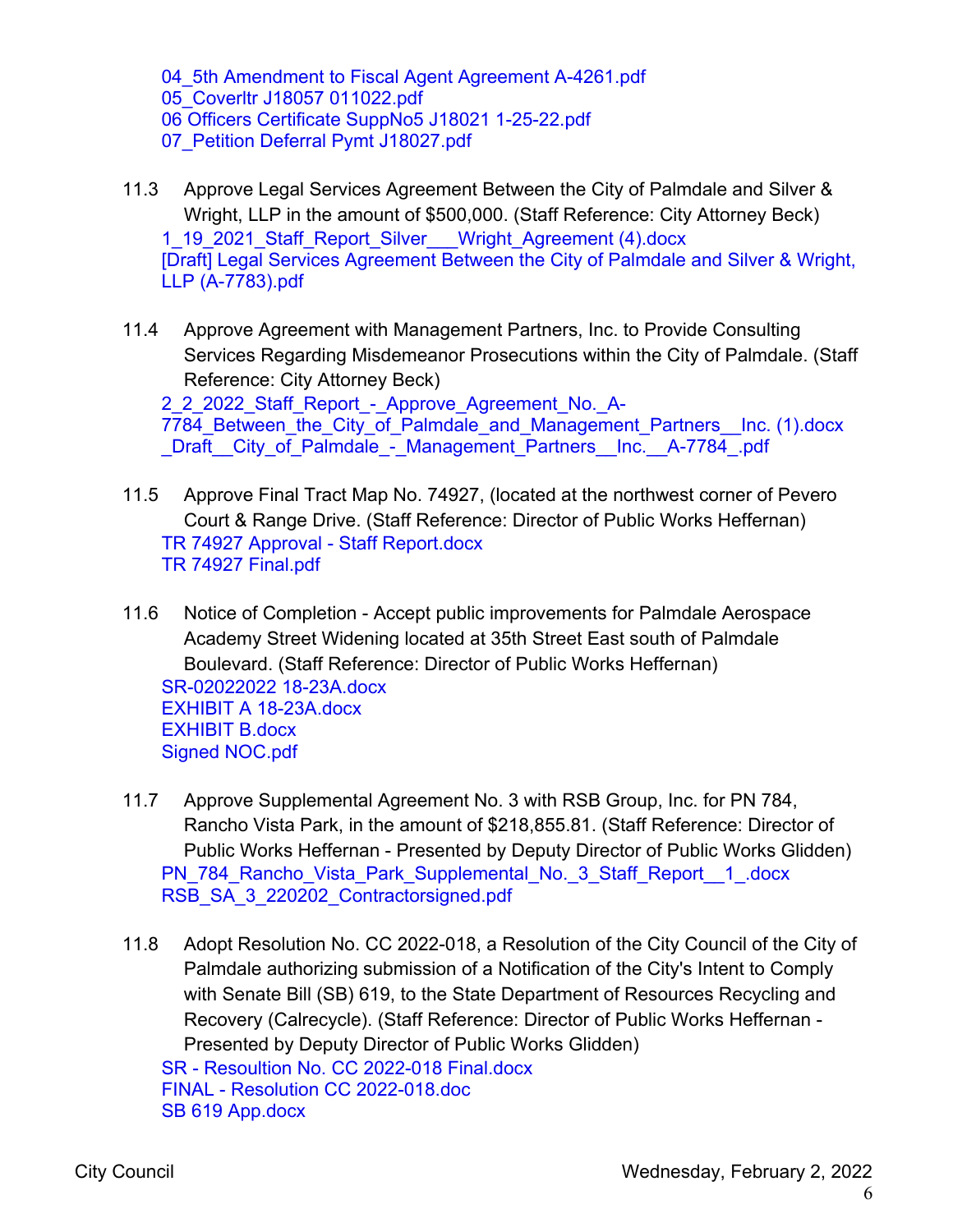04_5th Amendment to Fiscal Agent Agreement A-4261.pdf
05_Coverltr J18057 011022.pdf
06 Officers Certificate SuppNo5 J18021 1-25-22.pdf
07_Petition Deferral Pymt J18027.pdf

11.3 Approve Legal Services Agreement Between the City of Palmdale and Silver & Wright, LLP in the amount of $500,000. (Staff Reference: City Attorney Beck)
1_19_2021_Staff_Report_Silver___Wright_Agreement (4).docx
[Draft] Legal Services Agreement Between the City of Palmdale and Silver & Wright, LLP (A-7783).pdf

11.4 Approve Agreement with Management Partners, Inc. to Provide Consulting Services Regarding Misdemeanor Prosecutions within the City of Palmdale. (Staff Reference: City Attorney Beck)
2_2_2022_Staff_Report_-_Approve_Agreement_No._A-7784_Between_the_City_of_Palmdale_and_Management_Partners__Inc. (1).docx
_Draft__City_of_Palmdale_-_Management_Partners__Inc.__A-7784_.pdf

11.5 Approve Final Tract Map No. 74927, (located at the northwest corner of Pevero Court & Range Drive. (Staff Reference: Director of Public Works Heffernan)
TR 74927 Approval - Staff Report.docx
TR 74927 Final.pdf

11.6 Notice of Completion - Accept public improvements for Palmdale Aerospace Academy Street Widening located at 35th Street East south of Palmdale Boulevard. (Staff Reference: Director of Public Works Heffernan)
SR-02022022 18-23A.docx
EXHIBIT A 18-23A.docx
EXHIBIT B.docx
Signed NOC.pdf

11.7 Approve Supplemental Agreement No. 3 with RSB Group, Inc. for PN 784, Rancho Vista Park, in the amount of $218,855.81. (Staff Reference: Director of Public Works Heffernan - Presented by Deputy Director of Public Works Glidden)
PN_784_Rancho_Vista_Park_Supplemental_No._3_Staff_Report__1_.docx
RSB_SA_3_220202_Contractorsigned.pdf

11.8 Adopt Resolution No. CC 2022-018, a Resolution of the City Council of the City of Palmdale authorizing submission of a Notification of the City's Intent to Comply with Senate Bill (SB) 619, to the State Department of Resources Recycling and Recovery (Calrecycle). (Staff Reference: Director of Public Works Heffernan - Presented by Deputy Director of Public Works Glidden)
SR - Resoultion No. CC 2022-018 Final.docx
FINAL - Resolution CC 2022-018.doc
SB 619 App.docx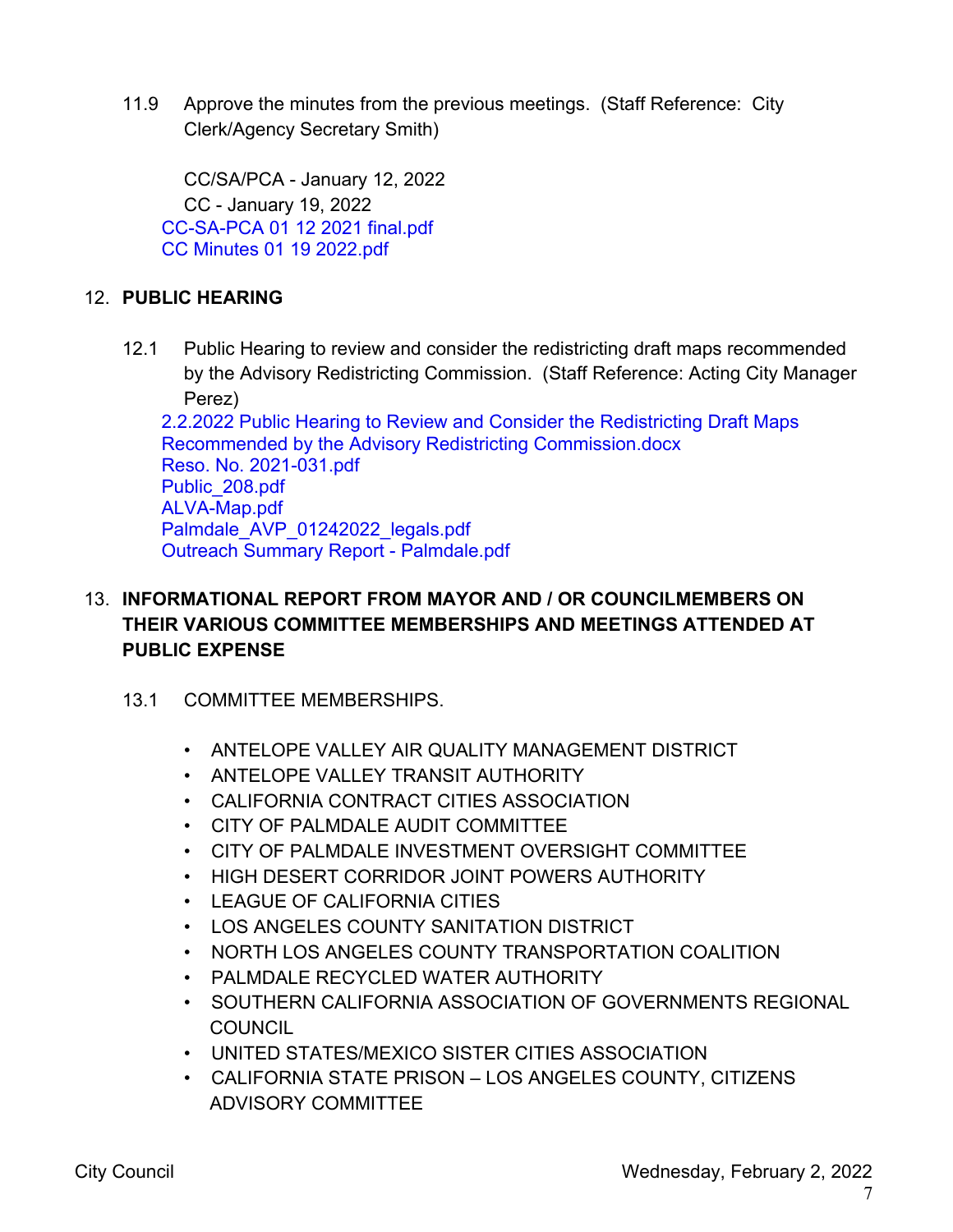11.9 Approve the minutes from the previous meetings. (Staff Reference: City Clerk/Agency Secretary Smith)

CC/SA/PCA - January 12, 2022
CC - January 19, 2022
CC-SA-PCA 01 12 2021 final.pdf
CC Minutes 01 19 2022.pdf

## 12. PUBLIC HEARING

12.1 Public Hearing to review and consider the redistricting draft maps recommended by the Advisory Redistricting Commission. (Staff Reference: Acting City Manager Perez)
2.2.2022 Public Hearing to Review and Consider the Redistricting Draft Maps Recommended by the Advisory Redistricting Commission.docx
Reso. No. 2021-031.pdf
Public_208.pdf
ALVA-Map.pdf
Palmdale_AVP_01242022_legals.pdf
Outreach Summary Report - Palmdale.pdf

## 13. INFORMATIONAL REPORT FROM MAYOR AND / OR COUNCILMEMBERS ON THEIR VARIOUS COMMITTEE MEMBERSHIPS AND MEETINGS ATTENDED AT PUBLIC EXPENSE

13.1 COMMITTEE MEMBERSHIPS.

- ANTELOPE VALLEY AIR QUALITY MANAGEMENT DISTRICT
- ANTELOPE VALLEY TRANSIT AUTHORITY
- CALIFORNIA CONTRACT CITIES ASSOCIATION
- CITY OF PALMDALE AUDIT COMMITTEE
- CITY OF PALMDALE INVESTMENT OVERSIGHT COMMITTEE
- HIGH DESERT CORRIDOR JOINT POWERS AUTHORITY
- LEAGUE OF CALIFORNIA CITIES
- LOS ANGELES COUNTY SANITATION DISTRICT
- NORTH LOS ANGELES COUNTY TRANSPORTATION COALITION
- PALMDALE RECYCLED WATER AUTHORITY
- SOUTHERN CALIFORNIA ASSOCIATION OF GOVERNMENTS REGIONAL COUNCIL
- UNITED STATES/MEXICO SISTER CITIES ASSOCIATION
- CALIFORNIA STATE PRISON – LOS ANGELES COUNTY, CITIZENS ADVISORY COMMITTEE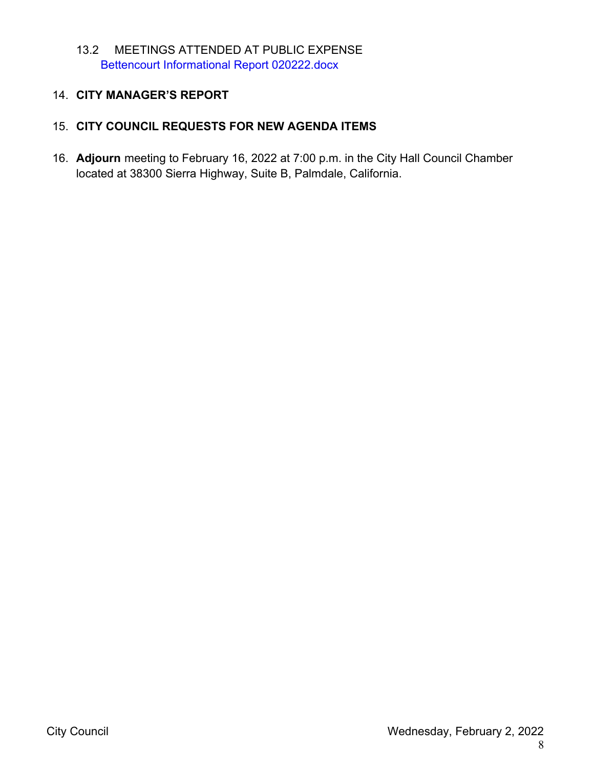13.2 MEETINGS ATTENDED AT PUBLIC EXPENSE
Bettencourt Informational Report 020222.docx

14. **CITY MANAGER'S REPORT**

15. **CITY COUNCIL REQUESTS FOR NEW AGENDA ITEMS**

16. **Adjourn** meeting to February 16, 2022 at 7:00 p.m. in the City Hall Council Chamber located at 38300 Sierra Highway, Suite B, Palmdale, California.